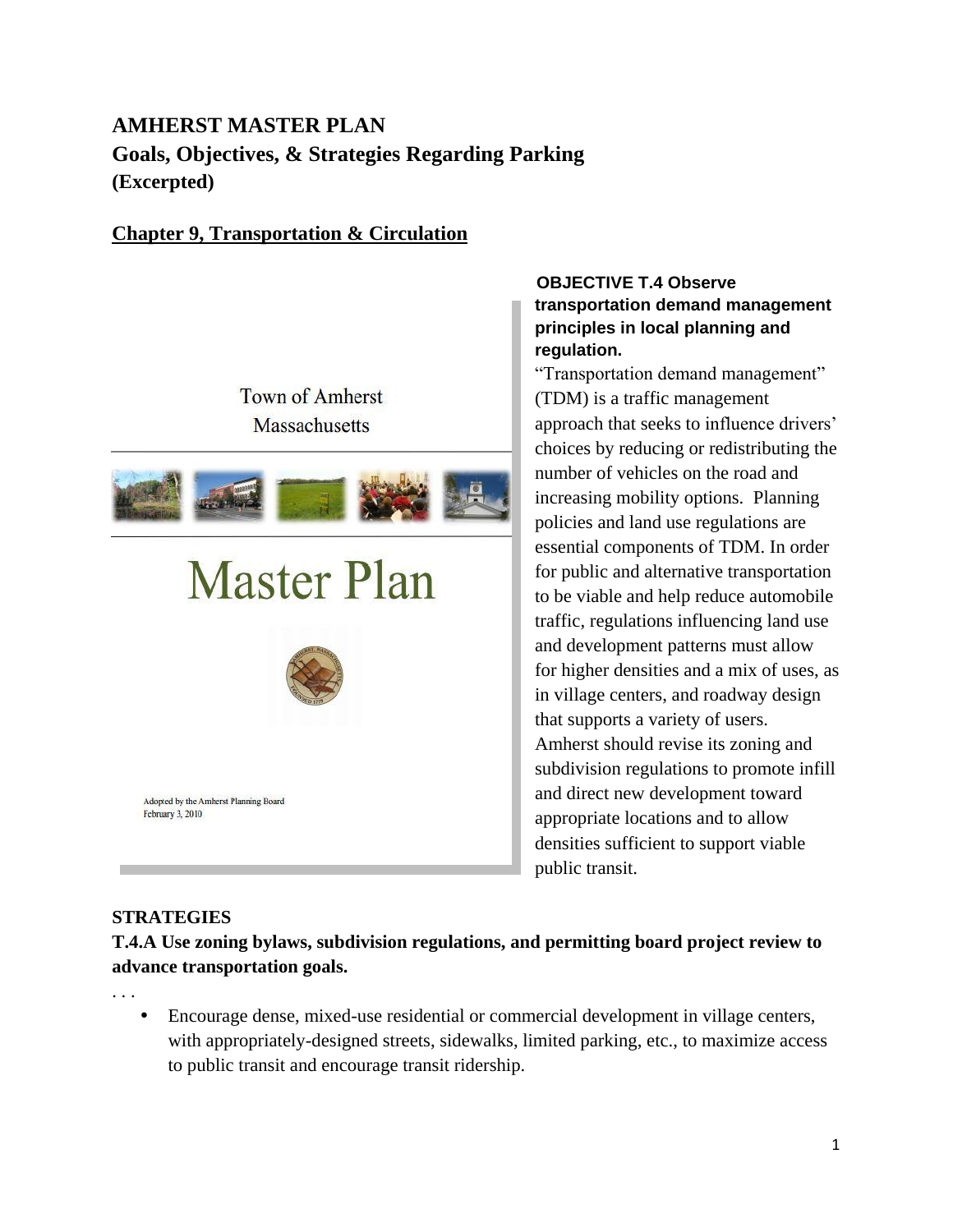# AMHERST MASTER PLAN
## Goals, Objectives, & Strategies Regarding Parking
## (Excerpted)

### Chapter 9, Transportation & Circulation

Town of Amherst
Massachusetts

Master Plan

Adopted by the Amherst Planning Board
February 3, 2010

**OBJECTIVE T.4 Observe transportation demand management principles in local planning and regulation.**

"Transportation demand management" (TDM) is a traffic management approach that seeks to influence drivers' choices by reducing or redistributing the number of vehicles on the road and increasing mobility options. Planning policies and land use regulations are essential components of TDM. In order for public and alternative transportation to be viable and help reduce automobile traffic, regulations influencing land use and development patterns must allow for higher densities and a mix of uses, as in village centers, and roadway design that supports a variety of users. Amherst should revise its zoning and subdivision regulations to promote infill and direct new development toward appropriate locations and to allow densities sufficient to support viable public transit.

**STRATEGIES**

**T.4.A Use zoning bylaws, subdivision regulations, and permitting board project review to advance transportation goals.**

. . .

- Encourage dense, mixed-use residential or commercial development in village centers, with appropriately-designed streets, sidewalks, limited parking, etc., to maximize access to public transit and encourage transit ridership.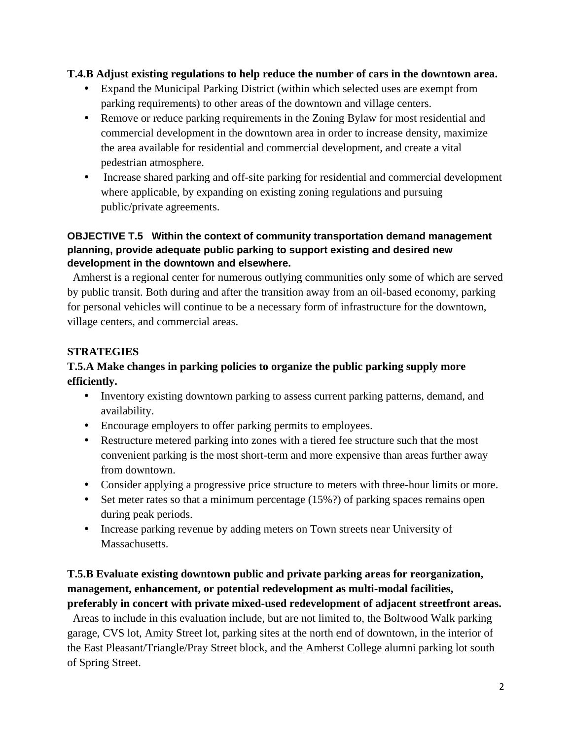**T.4.B Adjust existing regulations to help reduce the number of cars in the downtown area.**

- Expand the Municipal Parking District (within which selected uses are exempt from parking requirements) to other areas of the downtown and village centers.
- Remove or reduce parking requirements in the Zoning Bylaw for most residential and commercial development in the downtown area in order to increase density, maximize the area available for residential and commercial development, and create a vital pedestrian atmosphere.
- Increase shared parking and off-site parking for residential and commercial development where applicable, by expanding on existing zoning regulations and pursuing public/private agreements.

**OBJECTIVE T.5 Within the context of community transportation demand management planning, provide adequate public parking to support existing and desired new development in the downtown and elsewhere.**

Amherst is a regional center for numerous outlying communities only some of which are served by public transit. Both during and after the transition away from an oil-based economy, parking for personal vehicles will continue to be a necessary form of infrastructure for the downtown, village centers, and commercial areas.

**STRATEGIES**

**T.5.A Make changes in parking policies to organize the public parking supply more efficiently.**

- Inventory existing downtown parking to assess current parking patterns, demand, and availability.
- Encourage employers to offer parking permits to employees.
- Restructure metered parking into zones with a tiered fee structure such that the most convenient parking is the most short-term and more expensive than areas further away from downtown.
- Consider applying a progressive price structure to meters with three-hour limits or more.
- Set meter rates so that a minimum percentage (15%?) of parking spaces remains open during peak periods.
- Increase parking revenue by adding meters on Town streets near University of Massachusetts.

**T.5.B Evaluate existing downtown public and private parking areas for reorganization, management, enhancement, or potential redevelopment as multi-modal facilities, preferably in concert with private mixed-used redevelopment of adjacent streetfront areas.**

Areas to include in this evaluation include, but are not limited to, the Boltwood Walk parking garage, CVS lot, Amity Street lot, parking sites at the north end of downtown, in the interior of the East Pleasant/Triangle/Pray Street block, and the Amherst College alumni parking lot south of Spring Street.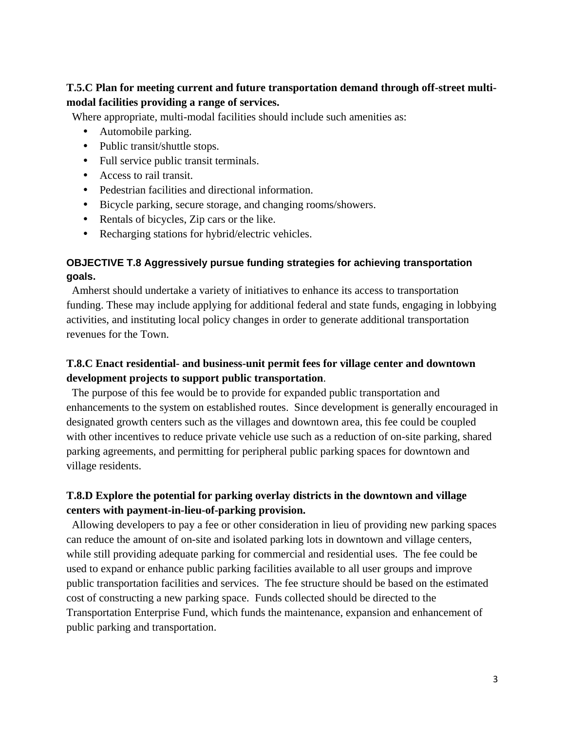**T.5.C Plan for meeting current and future transportation demand through off-street multi-modal facilities providing a range of services.**

Where appropriate, multi-modal facilities should include such amenities as:

- Automobile parking.
- Public transit/shuttle stops.
- Full service public transit terminals.
- Access to rail transit.
- Pedestrian facilities and directional information.
- Bicycle parking, secure storage, and changing rooms/showers.
- Rentals of bicycles, Zip cars or the like.
- Recharging stations for hybrid/electric vehicles.

**OBJECTIVE T.8 Aggressively pursue funding strategies for achieving transportation goals.**

Amherst should undertake a variety of initiatives to enhance its access to transportation funding. These may include applying for additional federal and state funds, engaging in lobbying activities, and instituting local policy changes in order to generate additional transportation revenues for the Town.

**T.8.C Enact residential- and business-unit permit fees for village center and downtown development projects to support public transportation**.

The purpose of this fee would be to provide for expanded public transportation and enhancements to the system on established routes. Since development is generally encouraged in designated growth centers such as the villages and downtown area, this fee could be coupled with other incentives to reduce private vehicle use such as a reduction of on-site parking, shared parking agreements, and permitting for peripheral public parking spaces for downtown and village residents.

**T.8.D Explore the potential for parking overlay districts in the downtown and village centers with payment-in-lieu-of-parking provision.**

Allowing developers to pay a fee or other consideration in lieu of providing new parking spaces can reduce the amount of on-site and isolated parking lots in downtown and village centers, while still providing adequate parking for commercial and residential uses. The fee could be used to expand or enhance public parking facilities available to all user groups and improve public transportation facilities and services. The fee structure should be based on the estimated cost of constructing a new parking space. Funds collected should be directed to the Transportation Enterprise Fund, which funds the maintenance, expansion and enhancement of public parking and transportation.